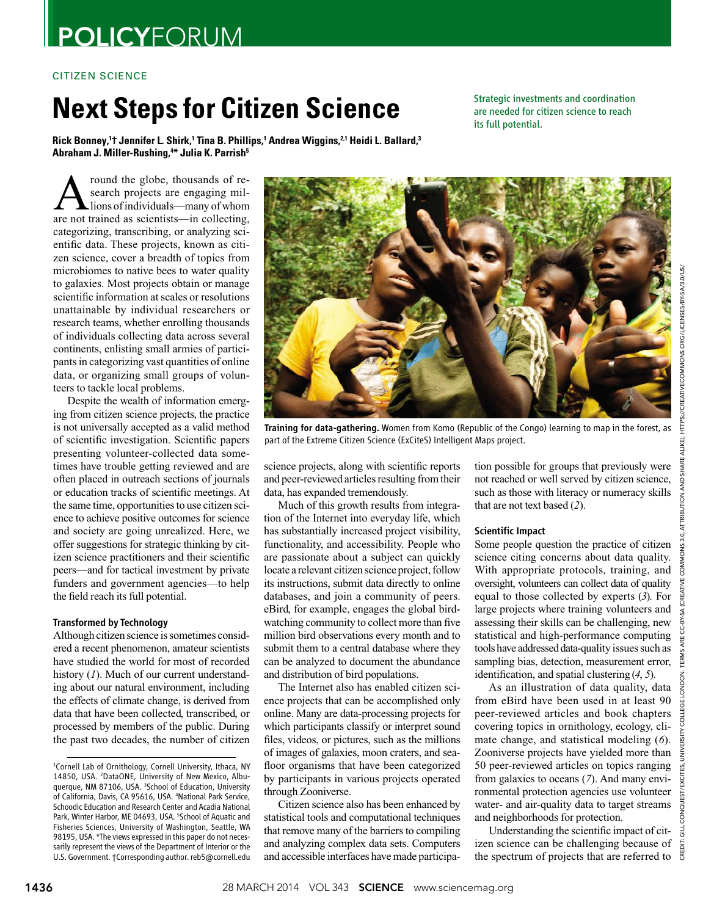POLICYFORUM

CITIZEN SCIENCE

# Next Steps for Citizen Science

Strategic investments and coordination are needed for citizen science to reach its full potential.

**Rick Bonney,[1]† Jennifer L. Shirk,[1] Tina B. Phillips,[1] Andrea Wiggins,[2,1] Heidi L. Ballard,[3] Abraham J. Miller-Rushing,[4]* Julia K. Parrish[5]**

Around the globe, thousands of research projects are engaging millions of individuals—many of whom are not trained as scientists—in collecting, categorizing, transcribing, or analyzing scientific data. These projects, known as citizen science, cover a breadth of topics from microbiomes to native bees to water quality to galaxies. Most projects obtain or manage scientific information at scales or resolutions unattainable by individual researchers or research teams, whether enrolling thousands of individuals collecting data across several continents, enlisting small armies of participants in categorizing vast quantities of online data, or organizing small groups of volunteers to tackle local problems.

Despite the wealth of information emerging from citizen science projects, the practice is not universally accepted as a valid method of scientific investigation. Scientific papers presenting volunteer-collected data sometimes have trouble getting reviewed and are often placed in outreach sections of journals or education tracks of scientific meetings. At the same time, opportunities to use citizen science to achieve positive outcomes for science and society are going unrealized. Here, we offer suggestions for strategic thinking by citizen science practitioners and their scientific peers—and for tactical investment by private funders and government agencies—to help the field reach its full potential.

**Training for data-gathering.** Women from Komo (Republic of the Congo) learning to map in the forest, as part of the Extreme Citizen Science (ExCiteS) Intelligent Maps project.

### Transformed by Technology

Although citizen science is sometimes considered a recent phenomenon, amateur scientists have studied the world for most of recorded history (*1*). Much of our current understanding about our natural environment, including the effects of climate change, is derived from data that have been collected, transcribed, or processed by members of the public. During the past two decades, the number of citizen science projects, along with scientific reports and peer-reviewed articles resulting from their data, has expanded tremendously.

Much of this growth results from integration of the Internet into everyday life, which has substantially increased project visibility, functionality, and accessibility. People who are passionate about a subject can quickly locate a relevant citizen science project, follow its instructions, submit data directly to online databases, and join a community of peers. eBird, for example, engages the global birdwatching community to collect more than five million bird observations every month and to submit them to a central database where they can be analyzed to document the abundance and distribution of bird populations.

The Internet also has enabled citizen science projects that can be accomplished only online. Many are data-processing projects for which participants classify or interpret sound files, videos, or pictures, such as the millions of images of galaxies, moon craters, and seafloor organisms that have been categorized by participants in various projects operated through Zooniverse.

Citizen science also has been enhanced by statistical tools and computational techniques that remove many of the barriers to compiling and analyzing complex data sets. Computers and accessible interfaces have made participation possible for groups that previously were not reached or well served by citizen science, such as those with literacy or numeracy skills that are not text based (*2*).

### Scientific Impact

Some people question the practice of citizen science citing concerns about data quality. With appropriate protocols, training, and oversight, volunteers can collect data of quality equal to those collected by experts (*3*). For large projects where training volunteers and assessing their skills can be challenging, new statistical and high-performance computing tools have addressed data-quality issues such as sampling bias, detection, measurement error, identification, and spatial clustering (*4*, *5*).

As an illustration of data quality, data from eBird have been used in at least 90 peer-reviewed articles and book chapters covering topics in ornithology, ecology, climate change, and statistical modeling (*6*). Zooniverse projects have yielded more than 50 peer-reviewed articles on topics ranging from galaxies to oceans (*7*). And many environmental protection agencies use volunteer water- and air-quality data to target streams and neighborhoods for protection.

Understanding the scientific impact of citizen science can be challenging because of the spectrum of projects that are referred to

---

[1]Cornell Lab of Ornithology, Cornell University, Ithaca, NY 14850, USA. [2]DataONE, University of New Mexico, Albuquerque, NM 87106, USA. [3]School of Education, University of California, Davis, CA 95616, USA. [4]National Park Service, Schoodic Education and Research Center and Acadia National Park, Winter Harbor, ME 04693, USA. [5]School of Aquatic and Fisheries Sciences, University of Washington, Seattle, WA 98195, USA. *The views expressed in this paper do not necessarily represent the views of the Department of Interior or the U.S. Government. †Corresponding author. reb5@cornell.edu

CREDIT: GILL CONQUEST/EXCITES, UNIVERSITY COLLEGE LONDON. TERMS ARE CC-BY-SA (CREATIVE COMMONS 3.0, ATTRIBUTION AND SHARE ALIKE); HTTPS://CREATIVECOMMONS.ORG/LICENSES/BY-SA/3.0/US/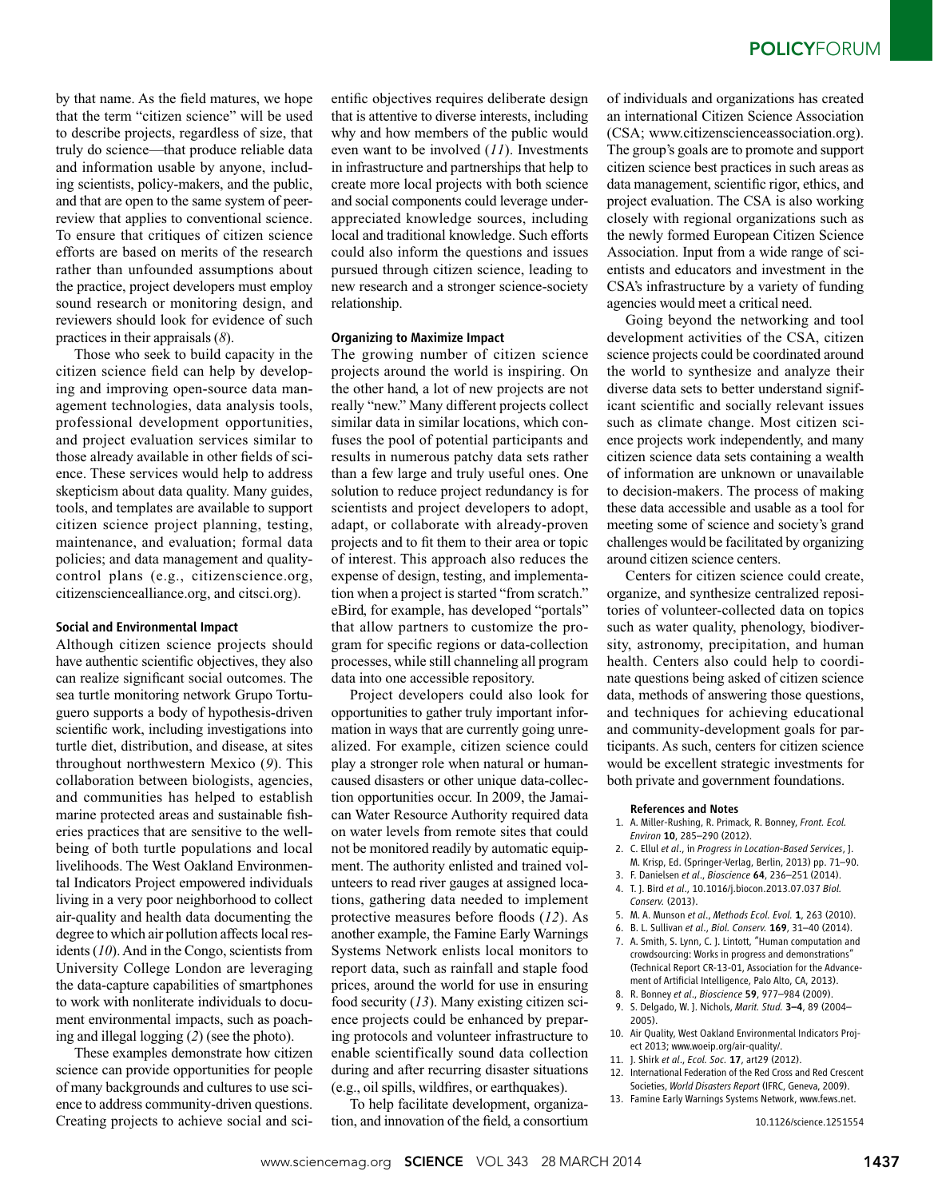by that name. As the field matures, we hope that the term "citizen science" will be used to describe projects, regardless of size, that truly do science—that produce reliable data and information usable by anyone, including scientists, policy-makers, and the public, and that are open to the same system of peer-review that applies to conventional science. To ensure that critiques of citizen science efforts are based on merits of the research rather than unfounded assumptions about the practice, project developers must employ sound research or monitoring design, and reviewers should look for evidence of such practices in their appraisals (*8*).

Those who seek to build capacity in the citizen science field can help by developing and improving open-source data management technologies, data analysis tools, professional development opportunities, and project evaluation services similar to those already available in other fields of science. These services would help to address skepticism about data quality. Many guides, tools, and templates are available to support citizen science project planning, testing, maintenance, and evaluation; formal data policies; and data management and quality-control plans (e.g., citizenscience.org, citizensciencealliance.org, and citsci.org).

### Social and Environmental Impact

Although citizen science projects should have authentic scientific objectives, they also can realize significant social outcomes. The sea turtle monitoring network Grupo Tortuguero supports a body of hypothesis-driven scientific work, including investigations into turtle diet, distribution, and disease, at sites throughout northwestern Mexico (*9*). This collaboration between biologists, agencies, and communities has helped to establish marine protected areas and sustainable fisheries practices that are sensitive to the well-being of both turtle populations and local livelihoods. The West Oakland Environmental Indicators Project empowered individuals living in a very poor neighborhood to collect air-quality and health data documenting the degree to which air pollution affects local residents (*10*). And in the Congo, scientists from University College London are leveraging the data-capture capabilities of smartphones to work with nonliterate individuals to document environmental impacts, such as poaching and illegal logging (*2*) (see the photo).

These examples demonstrate how citizen science can provide opportunities for people of many backgrounds and cultures to use science to address community-driven questions. Creating projects to achieve social and scientific objectives requires deliberate design that is attentive to diverse interests, including why and how members of the public would even want to be involved (*11*). Investments in infrastructure and partnerships that help to create more local projects with both science and social components could leverage underappreciated knowledge sources, including local and traditional knowledge. Such efforts could also inform the questions and issues pursued through citizen science, leading to new research and a stronger science-society relationship.

### Organizing to Maximize Impact

The growing number of citizen science projects around the world is inspiring. On the other hand, a lot of new projects are not really "new." Many different projects collect similar data in similar locations, which confuses the pool of potential participants and results in numerous patchy data sets rather than a few large and truly useful ones. One solution to reduce project redundancy is for scientists and project developers to adopt, adapt, or collaborate with already-proven projects and to fit them to their area or topic of interest. This approach also reduces the expense of design, testing, and implementation when a project is started "from scratch." eBird, for example, has developed "portals" that allow partners to customize the program for specific regions or data-collection processes, while still channeling all program data into one accessible repository.

Project developers could also look for opportunities to gather truly important information in ways that are currently going unrealized. For example, citizen science could play a stronger role when natural or human-caused disasters or other unique data-collection opportunities occur. In 2009, the Jamaican Water Resource Authority required data on water levels from remote sites that could not be monitored readily by automatic equipment. The authority enlisted and trained volunteers to read river gauges at assigned locations, gathering data needed to implement protective measures before floods (*12*). As another example, the Famine Early Warnings Systems Network enlists local monitors to report data, such as rainfall and staple food prices, around the world for use in ensuring food security (*13*). Many existing citizen science projects could be enhanced by preparing protocols and volunteer infrastructure to enable scientifically sound data collection during and after recurring disaster situations (e.g., oil spills, wildfires, or earthquakes).

To help facilitate development, organization, and innovation of the field, a consortium of individuals and organizations has created an international Citizen Science Association (CSA; www.citizenscienceassociation.org). The group's goals are to promote and support citizen science best practices in such areas as data management, scientific rigor, ethics, and project evaluation. The CSA is also working closely with regional organizations such as the newly formed European Citizen Science Association. Input from a wide range of scientists and educators and investment in the CSA's infrastructure by a variety of funding agencies would meet a critical need.

Going beyond the networking and tool development activities of the CSA, citizen science projects could be coordinated around the world to synthesize and analyze their diverse data sets to better understand significant scientific and socially relevant issues such as climate change. Most citizen science projects work independently, and many citizen science data sets containing a wealth of information are unknown or unavailable to decision-makers. The process of making these data accessible and usable as a tool for meeting some of science and society's grand challenges would be facilitated by organizing around citizen science centers.

Centers for citizen science could create, organize, and synthesize centralized repositories of volunteer-collected data on topics such as water quality, phenology, biodiversity, astronomy, precipitation, and human health. Centers also could help to coordinate questions being asked of citizen science data, methods of answering those questions, and techniques for achieving educational and community-development goals for participants. As such, centers for citizen science would be excellent strategic investments for both private and government foundations.

### References and Notes

1. A. Miller-Rushing, R. Primack, R. Bonney, *Front. Ecol. Environ* **10**, 285–290 (2012).
2. C. Ellul *et al*., in *Progress in Location-Based Services*, J. M. Krisp, Ed. (Springer-Verlag, Berlin, 2013) pp. 71–90.
3. F. Danielsen *et al*., *Bioscience* **64**, 236–251 (2014).
4. T. J. Bird *et al*., 10.1016/j.biocon.2013.07.037 *Biol. Conserv.* (2013).
5. M. A. Munson *et al*., *Methods Ecol. Evol.* **1**, 263 (2010).
6. B. L. Sullivan *et al*., *Biol. Conserv.* **169**, 31–40 (2014).
7. A. Smith, S. Lynn, C. J. Lintott, "Human computation and crowdsourcing: Works in progress and demonstrations" (Technical Report CR-13-01, Association for the Advancement of Artificial Intelligence, Palo Alto, CA, 2013).
8. R. Bonney *et al*., *Bioscience* **59**, 977–984 (2009).
9. S. Delgado, W. J. Nichols, *Marit. Stud.* **3–4**, 89 (2004–2005).
10. Air Quality, West Oakland Environmental Indicators Project 2013; www.woeip.org/air-quality/.
11. J. Shirk *et al*., *Ecol. Soc.* **17**, art29 (2012).
12. International Federation of the Red Cross and Red Crescent Societies, *World Disasters Report* (IFRC, Geneva, 2009).
13. Famine Early Warnings Systems Network, www.fews.net.

10.1126/science.1251554